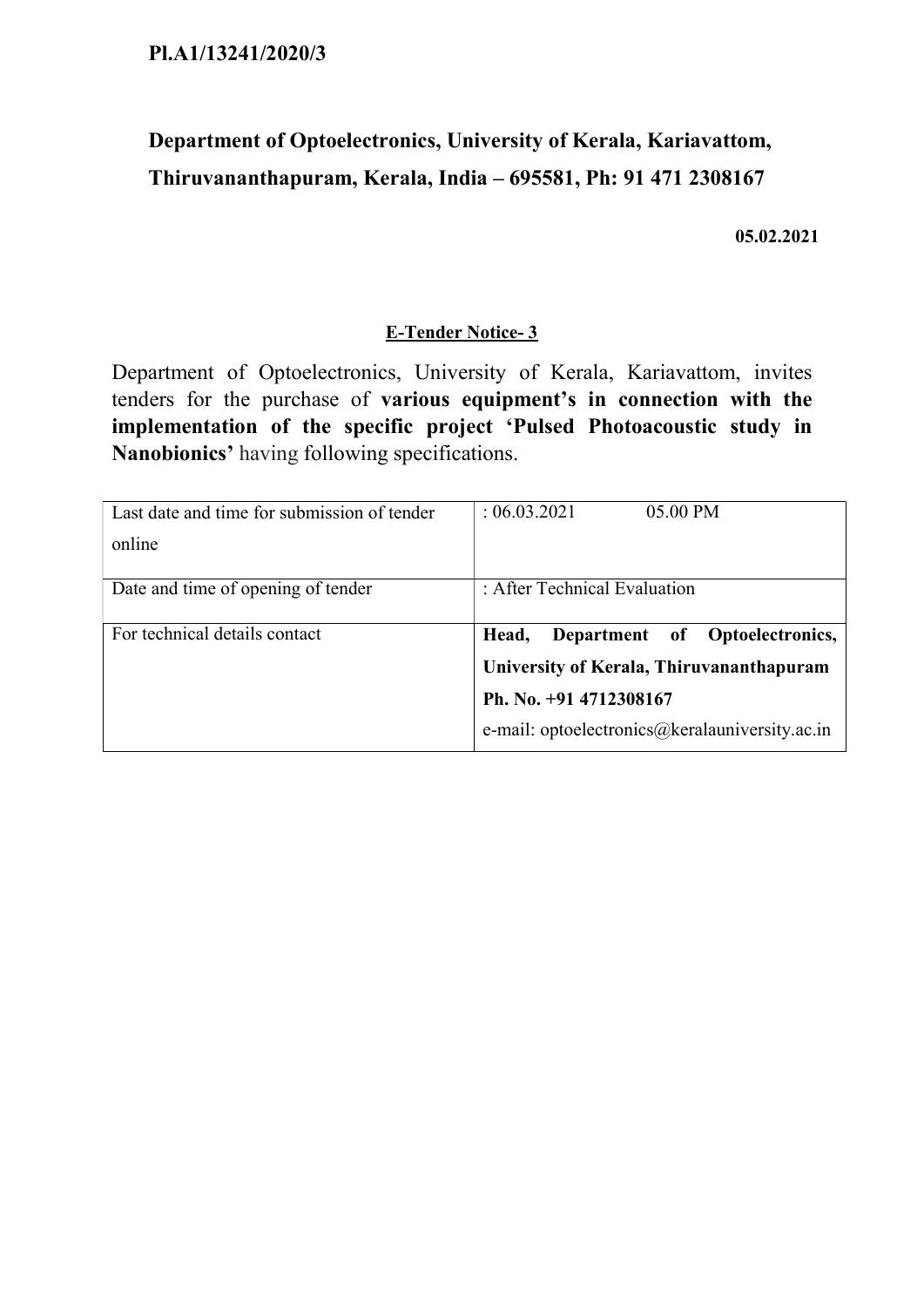**Pl.A1/13241/2020/3**

## Department of Optoelectronics, University of Kerala, Kariavattom, Thiruvananthapuram, Kerala, India – 695581, Ph: 91 471 2308167

**05.02.2021**

### E-Tender Notice- 3

Department of Optoelectronics, University of Kerala, Kariavattom, invites tenders for the purchase of **various equipment's in connection with the implementation of the specific project 'Pulsed Photoacoustic study in Nanobionics'** having following specifications.

| | |
|---|---|
| Last date and time for submission of tender online | : 06.03.2021 05.00 PM |
| Date and time of opening of tender | : After Technical Evaluation |
| For technical details contact | **Head, Department of Optoelectronics, University of Kerala, Thiruvananthapuram**<br>**Ph. No. +91 4712308167**<br>e-mail: optoelectronics@keralauniversity.ac.in |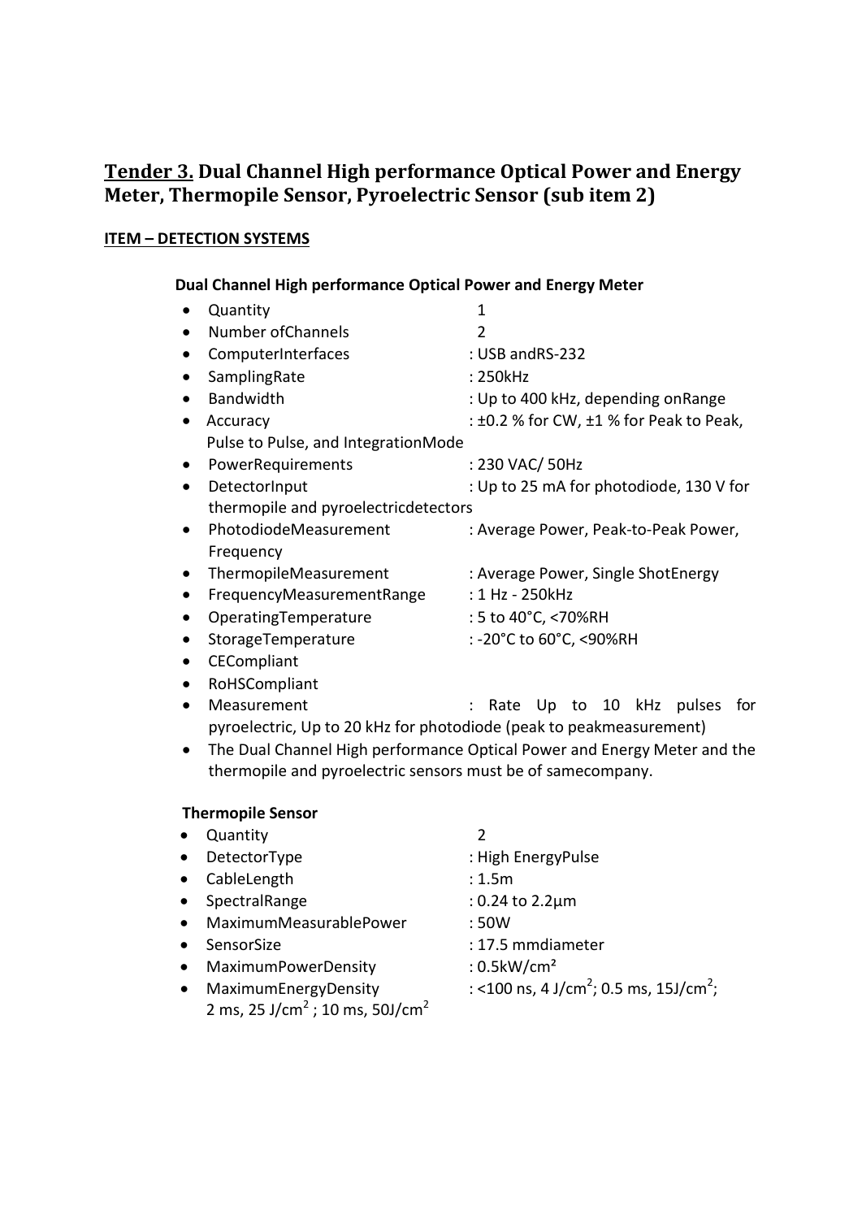## Tender 3. Dual Channel High performance Optical Power and Energy Meter, Thermopile Sensor, Pyroelectric Sensor (sub item 2)

**ITEM – DETECTION SYSTEMS**

**Dual Channel High performance Optical Power and Energy Meter**

- Quantity 1
- Number ofChannels 2
- ComputerInterfaces : USB andRS-232
- SamplingRate : 250kHz
- Bandwidth : Up to 400 kHz, depending onRange
- Accuracy : ±0.2 % for CW, ±1 % for Peak to Peak, Pulse to Pulse, and IntegrationMode
- PowerRequirements : 230 VAC/ 50Hz
- DetectorInput : Up to 25 mA for photodiode, 130 V for thermopile and pyroelectricdetectors
- PhotodiodeMeasurement : Average Power, Peak-to-Peak Power, Frequency
- ThermopileMeasurement : Average Power, Single ShotEnergy
- FrequencyMeasurementRange : 1 Hz - 250kHz
- OperatingTemperature : 5 to 40°C, <70%RH
- StorageTemperature : -20°C to 60°C, <90%RH
- CECompliant
- RoHSCompliant
- Measurement : Rate Up to 10 kHz pulses for pyroelectric, Up to 20 kHz for photodiode (peak to peakmeasurement)
- The Dual Channel High performance Optical Power and Energy Meter and the thermopile and pyroelectric sensors must be of samecompany.

**Thermopile Sensor**

- Quantity 2
- DetectorType : High EnergyPulse
- CableLength : 1.5m
- SpectralRange : 0.24 to 2.2µm
- MaximumMeasurablePower : 50W
- SensorSize : 17.5 mmdiameter
- MaximumPowerDensity : 0.5kW/cm²
- MaximumEnergyDensity : <100 ns, 4 J/cm$^2$; 0.5 ms, 15J/cm$^2$; 2 ms, 25 J/cm$^2$ ; 10 ms, 50J/cm$^2$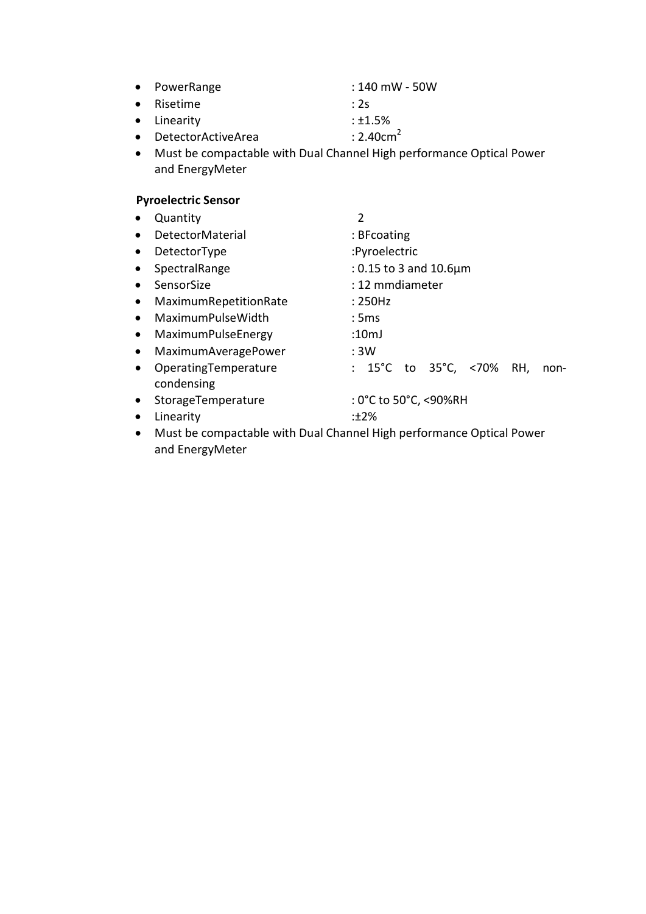- PowerRange : 140 mW - 50W
- Risetime : 2s
- Linearity : ±1.5%
- DetectorActiveArea : 2.40cm$^2$
- Must be compactable with Dual Channel High performance Optical Power and EnergyMeter

**Pyroelectric Sensor**

- Quantity 2
- DetectorMaterial : BFcoating
- DetectorType :Pyroelectric
- SpectralRange : 0.15 to 3 and 10.6µm
- SensorSize : 12 mmdiameter
- MaximumRepetitionRate : 250Hz
- MaximumPulseWidth : 5ms
- MaximumPulseEnergy :10mJ
- MaximumAveragePower : 3W
- OperatingTemperature : 15°C to 35°C, <70% RH, non-condensing
- StorageTemperature : 0°C to 50°C, <90%RH
- Linearity :±2%
- Must be compactable with Dual Channel High performance Optical Power and EnergyMeter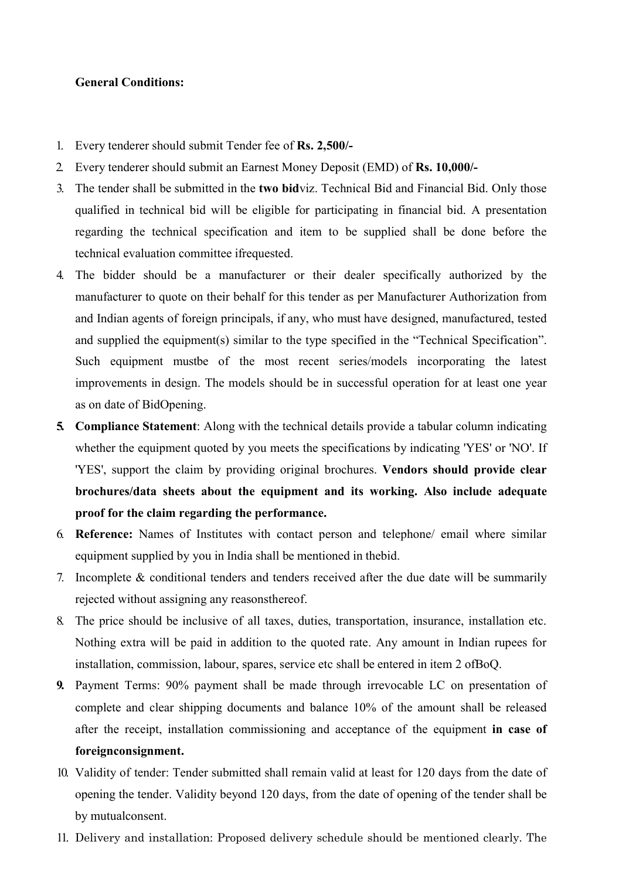**General Conditions:**

1. Every tenderer should submit Tender fee of **Rs. 2,500/-**
2. Every tenderer should submit an Earnest Money Deposit (EMD) of **Rs. 10,000/-**
3. The tender shall be submitted in the **two bid**viz. Technical Bid and Financial Bid. Only those qualified in technical bid will be eligible for participating in financial bid. A presentation regarding the technical specification and item to be supplied shall be done before the technical evaluation committee ifrequested.
4. The bidder should be a manufacturer or their dealer specifically authorized by the manufacturer to quote on their behalf for this tender as per Manufacturer Authorization from and Indian agents of foreign principals, if any, who must have designed, manufactured, tested and supplied the equipment(s) similar to the type specified in the "Technical Specification". Such equipment mustbe of the most recent series/models incorporating the latest improvements in design. The models should be in successful operation for at least one year as on date of BidOpening.
5. **Compliance Statement**: Along with the technical details provide a tabular column indicating whether the equipment quoted by you meets the specifications by indicating 'YES' or 'NO'. If 'YES', support the claim by providing original brochures. **Vendors should provide clear brochures/data sheets about the equipment and its working. Also include adequate proof for the claim regarding the performance.**
6. **Reference:** Names of Institutes with contact person and telephone/ email where similar equipment supplied by you in India shall be mentioned in thebid.
7. Incomplete & conditional tenders and tenders received after the due date will be summarily rejected without assigning any reasonsthereof.
8. The price should be inclusive of all taxes, duties, transportation, insurance, installation etc. Nothing extra will be paid in addition to the quoted rate. Any amount in Indian rupees for installation, commission, labour, spares, service etc shall be entered in item 2 ofBoQ.
9. Payment Terms: 90% payment shall be made through irrevocable LC on presentation of complete and clear shipping documents and balance 10% of the amount shall be released after the receipt, installation commissioning and acceptance of the equipment **in case of foreignconsignment.**
10. Validity of tender: Tender submitted shall remain valid at least for 120 days from the date of opening the tender. Validity beyond 120 days, from the date of opening of the tender shall be by mutualconsent.
11. Delivery and installation: Proposed delivery schedule should be mentioned clearly. The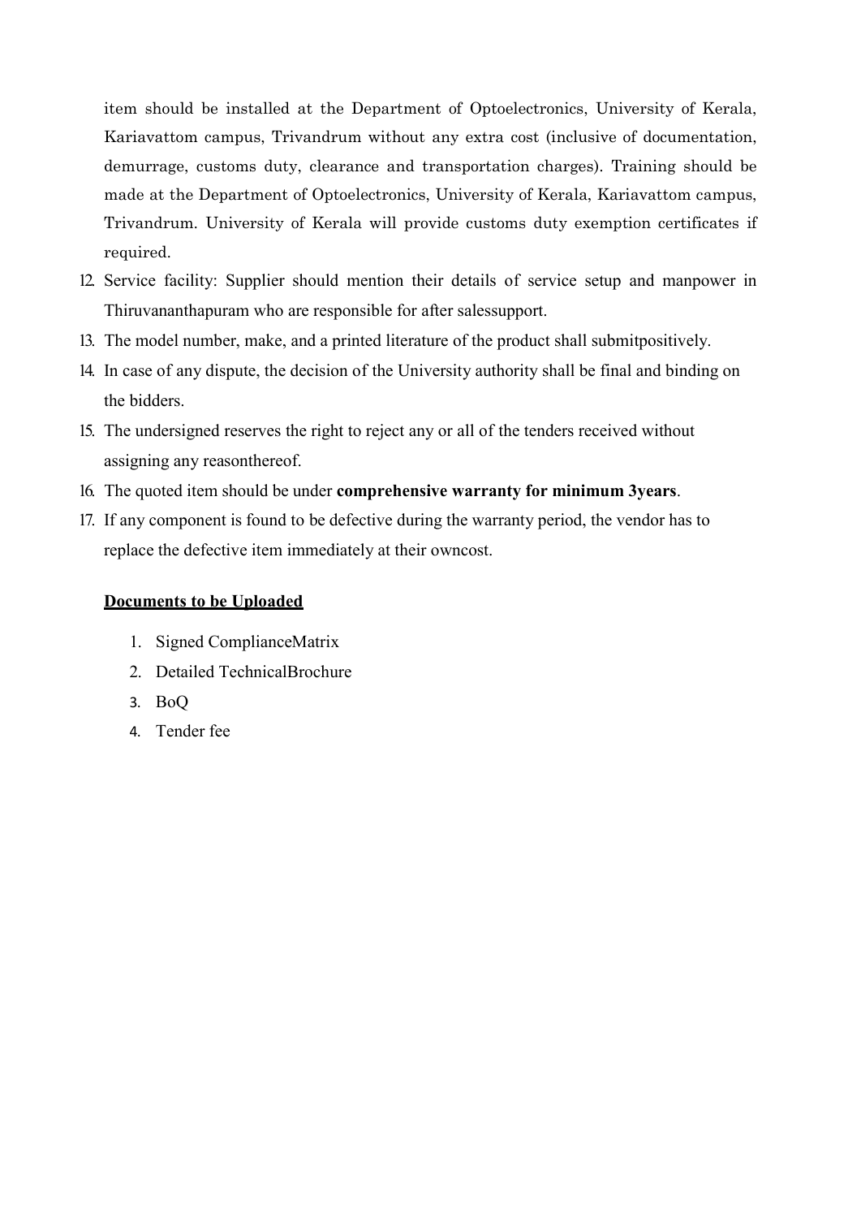item should be installed at the Department of Optoelectronics, University of Kerala, Kariavattom campus, Trivandrum without any extra cost (inclusive of documentation, demurrage, customs duty, clearance and transportation charges). Training should be made at the Department of Optoelectronics, University of Kerala, Kariavattom campus, Trivandrum. University of Kerala will provide customs duty exemption certificates if required.

12. Service facility: Supplier should mention their details of service setup and manpower in Thiruvananthapuram who are responsible for after salessupport.
13. The model number, make, and a printed literature of the product shall submitpositively.
14. In case of any dispute, the decision of the University authority shall be final and binding on the bidders.
15. The undersigned reserves the right to reject any or all of the tenders received without assigning any reasonthereof.
16. The quoted item should be under **comprehensive warranty for minimum 3years**.
17. If any component is found to be defective during the warranty period, the vendor has to replace the defective item immediately at their owncost.

**<u>Documents to be Uploaded</u>**

1. Signed ComplianceMatrix
2. Detailed TechnicalBrochure
3. BoQ
4. Tender fee